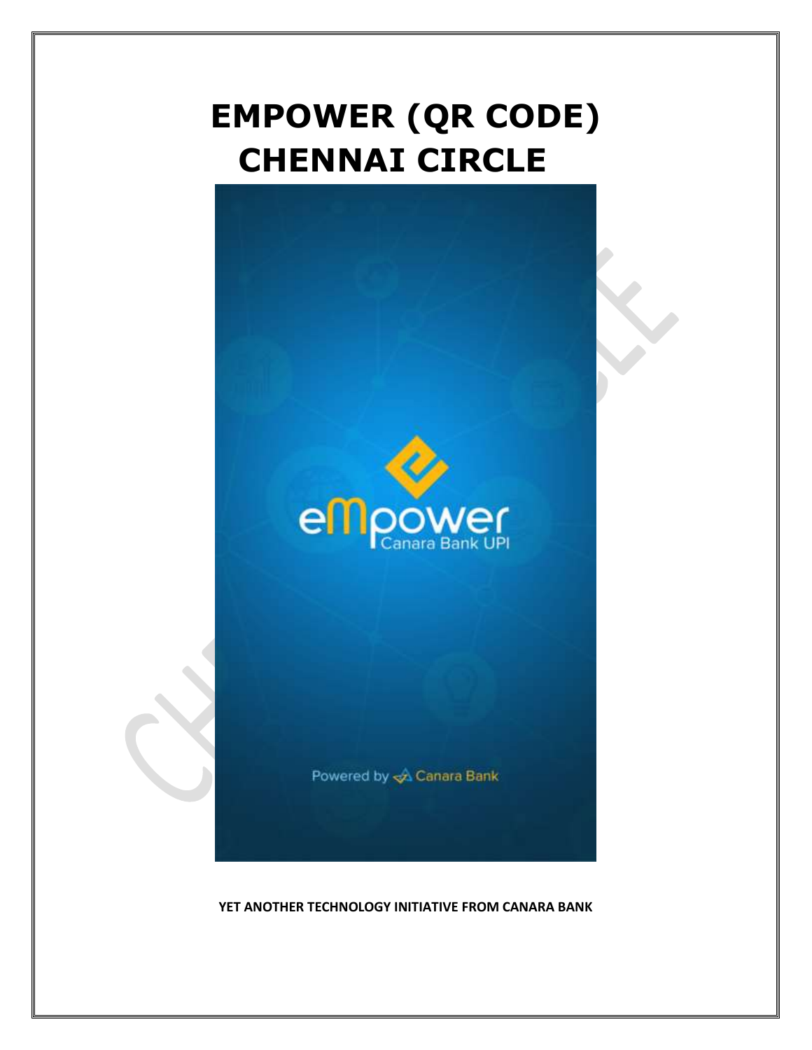# EMPOWER (QR CODE)
# CHENNAI CIRCLE

**YET ANOTHER TECHNOLOGY INITIATIVE FROM CANARA BANK**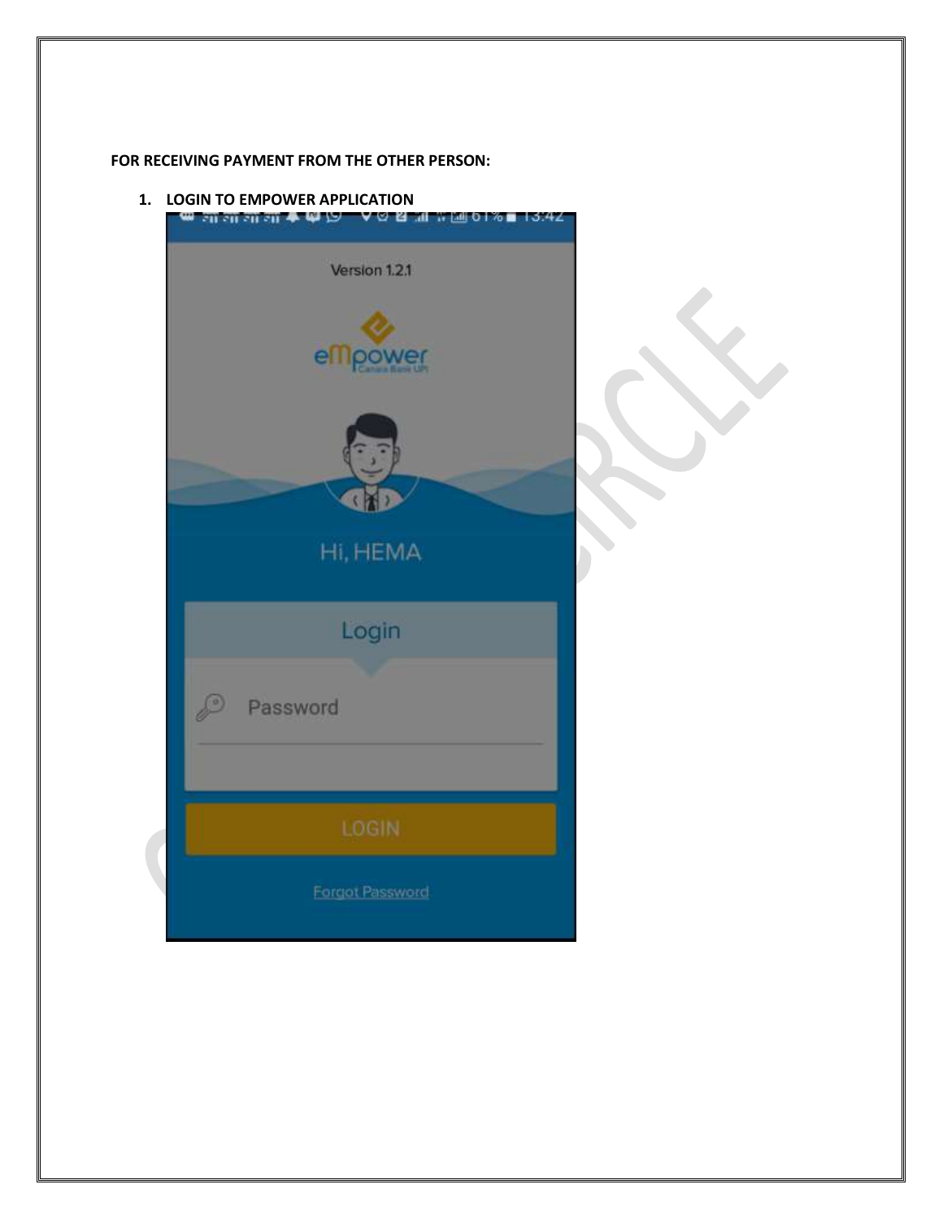**FOR RECEIVING PAYMENT FROM THE OTHER PERSON:**

1. **LOGIN TO EMPOWER APPLICATION**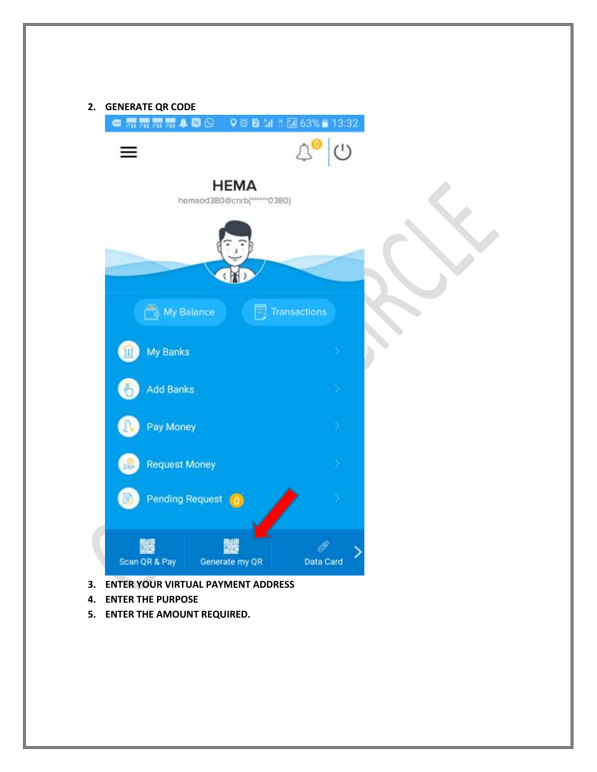2. **GENERATE QR CODE**

3. **ENTER YOUR VIRTUAL PAYMENT ADDRESS**
4. **ENTER THE PURPOSE**
5. **ENTER THE AMOUNT REQUIRED.**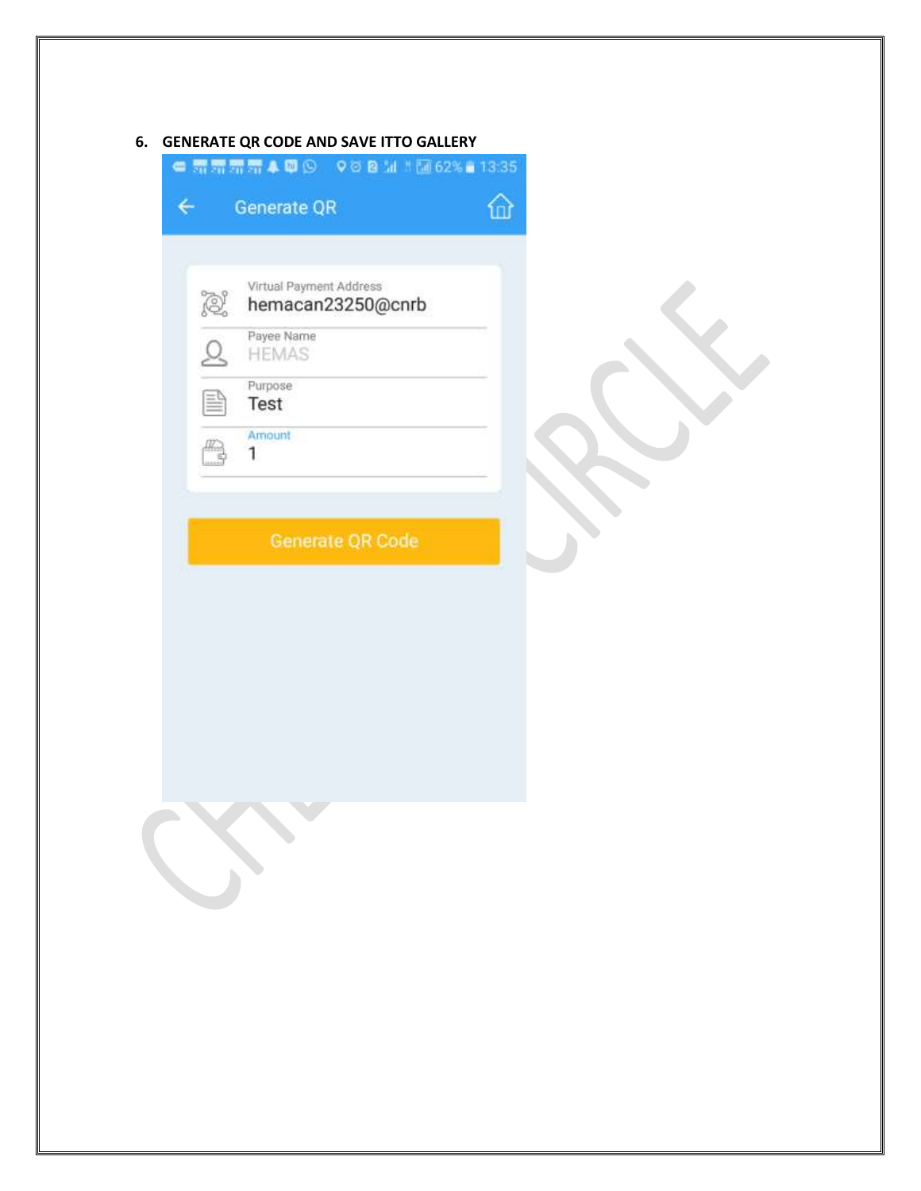6. **GENERATE QR CODE AND SAVE ITTO GALLERY**

Generate QR

Virtual Payment Address
hemacan23250@cnrb

Payee Name
HEMAS

Purpose
Test

Amount
1

Generate QR Code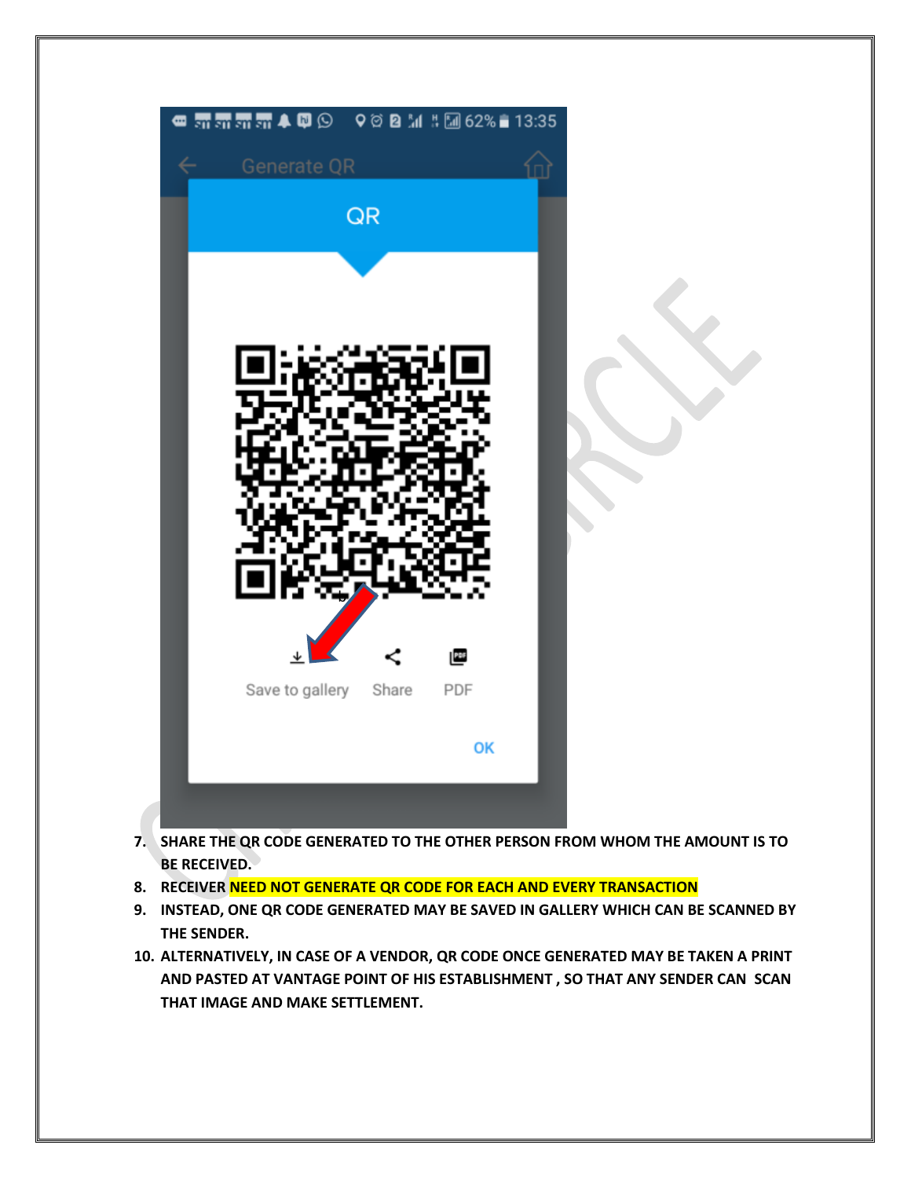7. SHARE THE QR CODE GENERATED TO THE OTHER PERSON FROM WHOM THE AMOUNT IS TO BE RECEIVED.
8. RECEIVER NEED NOT GENERATE QR CODE FOR EACH AND EVERY TRANSACTION
9. INSTEAD, ONE QR CODE GENERATED MAY BE SAVED IN GALLERY WHICH CAN BE SCANNED BY THE SENDER.
10. ALTERNATIVELY, IN CASE OF A VENDOR, QR CODE ONCE GENERATED MAY BE TAKEN A PRINT AND PASTED AT VANTAGE POINT OF HIS ESTABLISHMENT , SO THAT ANY SENDER CAN SCAN THAT IMAGE AND MAKE SETTLEMENT.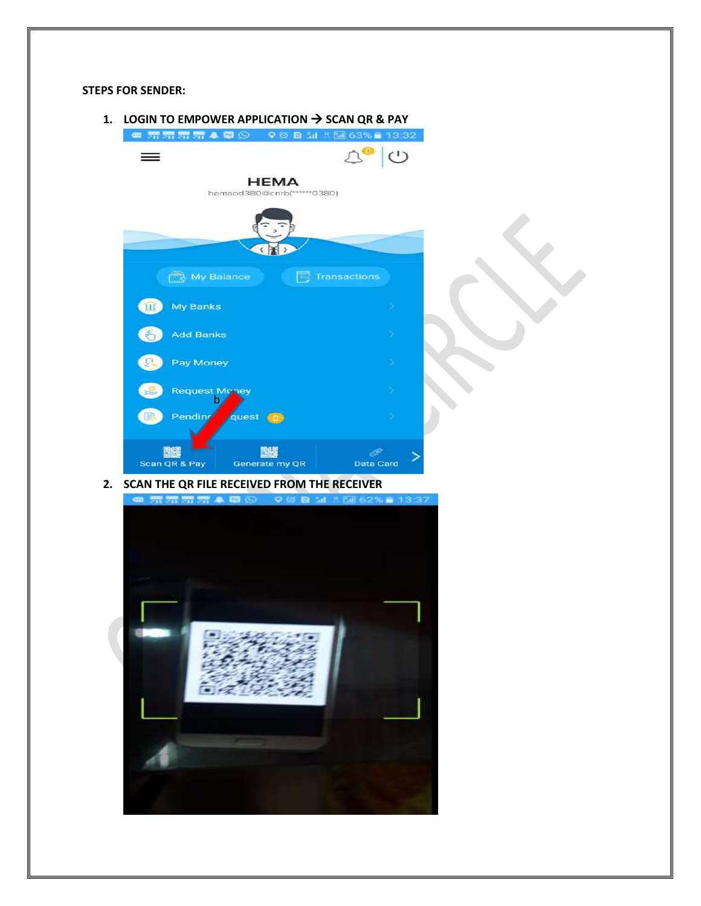**STEPS FOR SENDER:**

1. **LOGIN TO EMPOWER APPLICATION → SCAN QR & PAY**

2. **SCAN THE QR FILE RECEIVED FROM THE RECEIVER**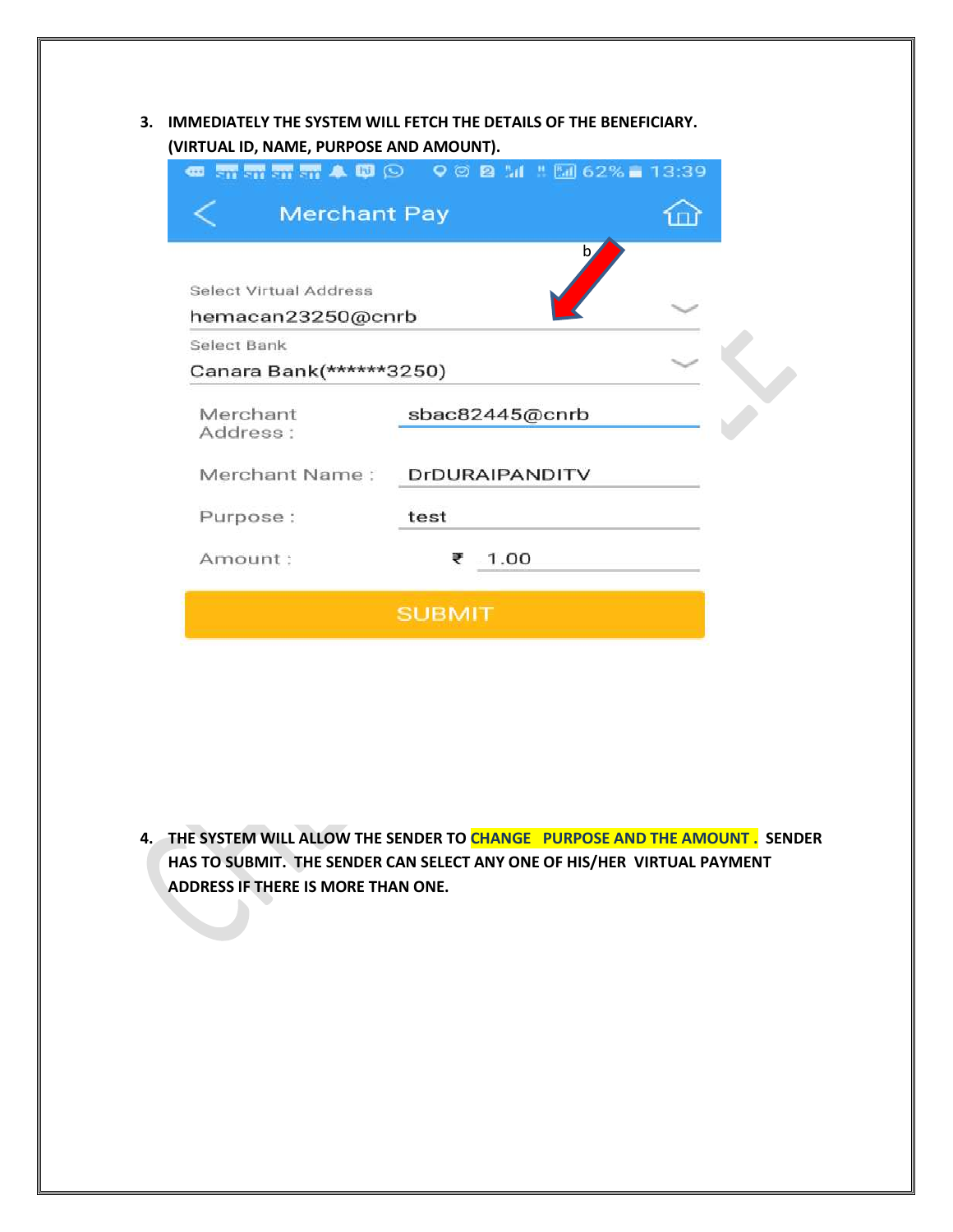3. **IMMEDIATELY THE SYSTEM WILL FETCH THE DETAILS OF THE BENEFICIARY. (VIRTUAL ID, NAME, PURPOSE AND AMOUNT).**

Merchant Pay

b

Select Virtual Address
hemacan23250@cnrb

Select Bank
Canara Bank(******3250)

| | |
|---|---|
| Merchant Address : | sbac82445@cnrb |
| Merchant Name : | DrDURAIPANDITV |
| Purpose : | test |
| Amount : | ₹ 1.00 |

SUBMIT

4. **THE SYSTEM WILL ALLOW THE SENDER TO CHANGE PURPOSE AND THE AMOUNT . SENDER HAS TO SUBMIT. THE SENDER CAN SELECT ANY ONE OF HIS/HER VIRTUAL PAYMENT ADDRESS IF THERE IS MORE THAN ONE.**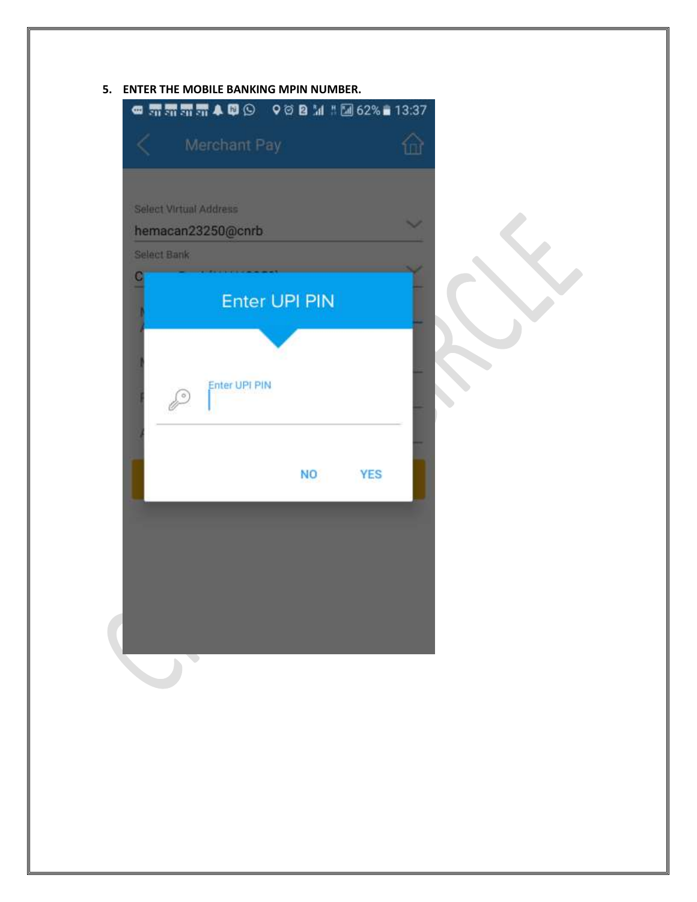5. **ENTER THE MOBILE BANKING MPIN NUMBER.**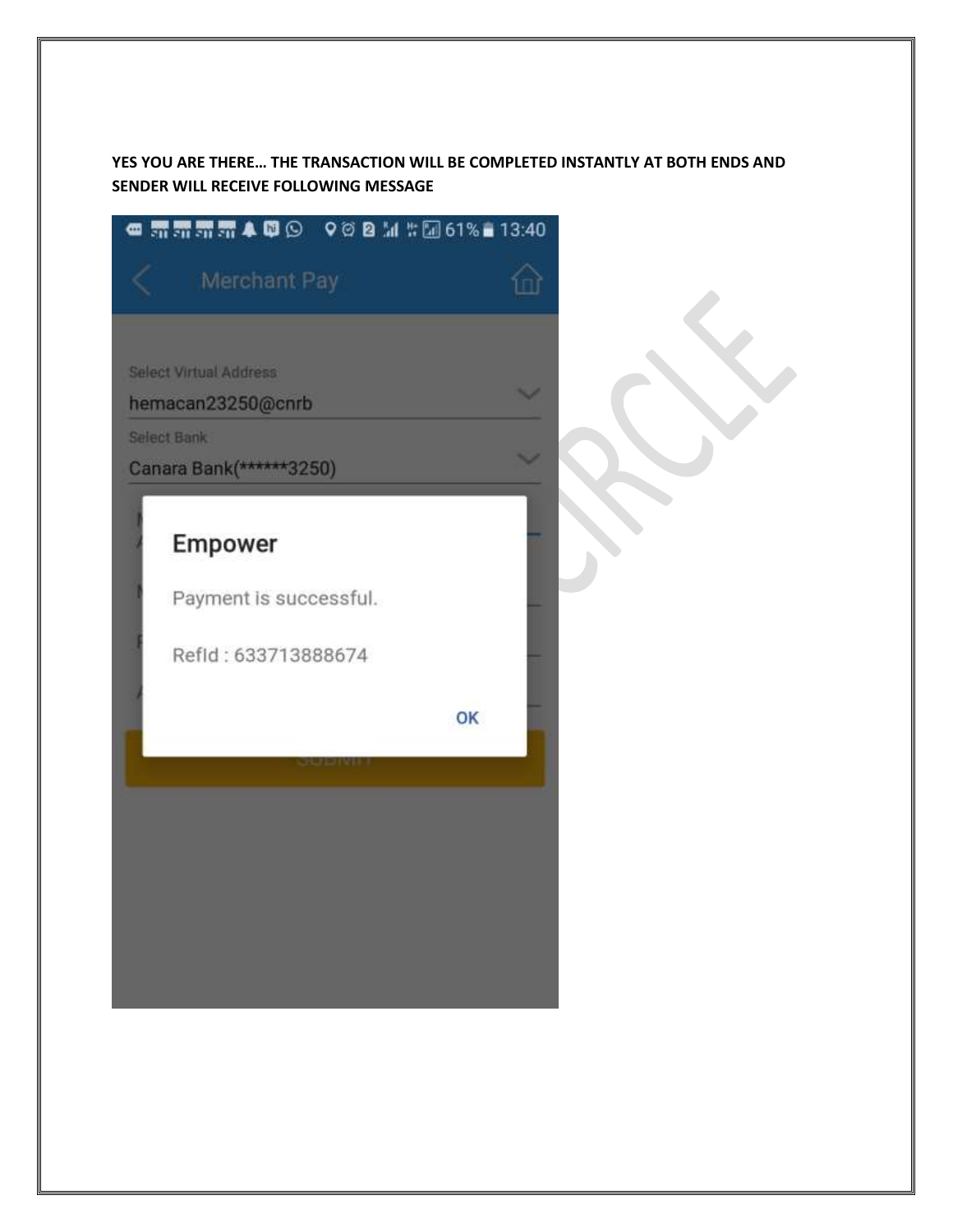**YES YOU ARE THERE… THE TRANSACTION WILL BE COMPLETED INSTANTLY AT BOTH ENDS AND SENDER WILL RECEIVE FOLLOWING MESSAGE**

Merchant Pay

Select Virtual Address

hemacan23250@cnrb

Select Bank

Canara Bank(******3250)

Empower

Payment is successful.

RefId : 633713888674

OK